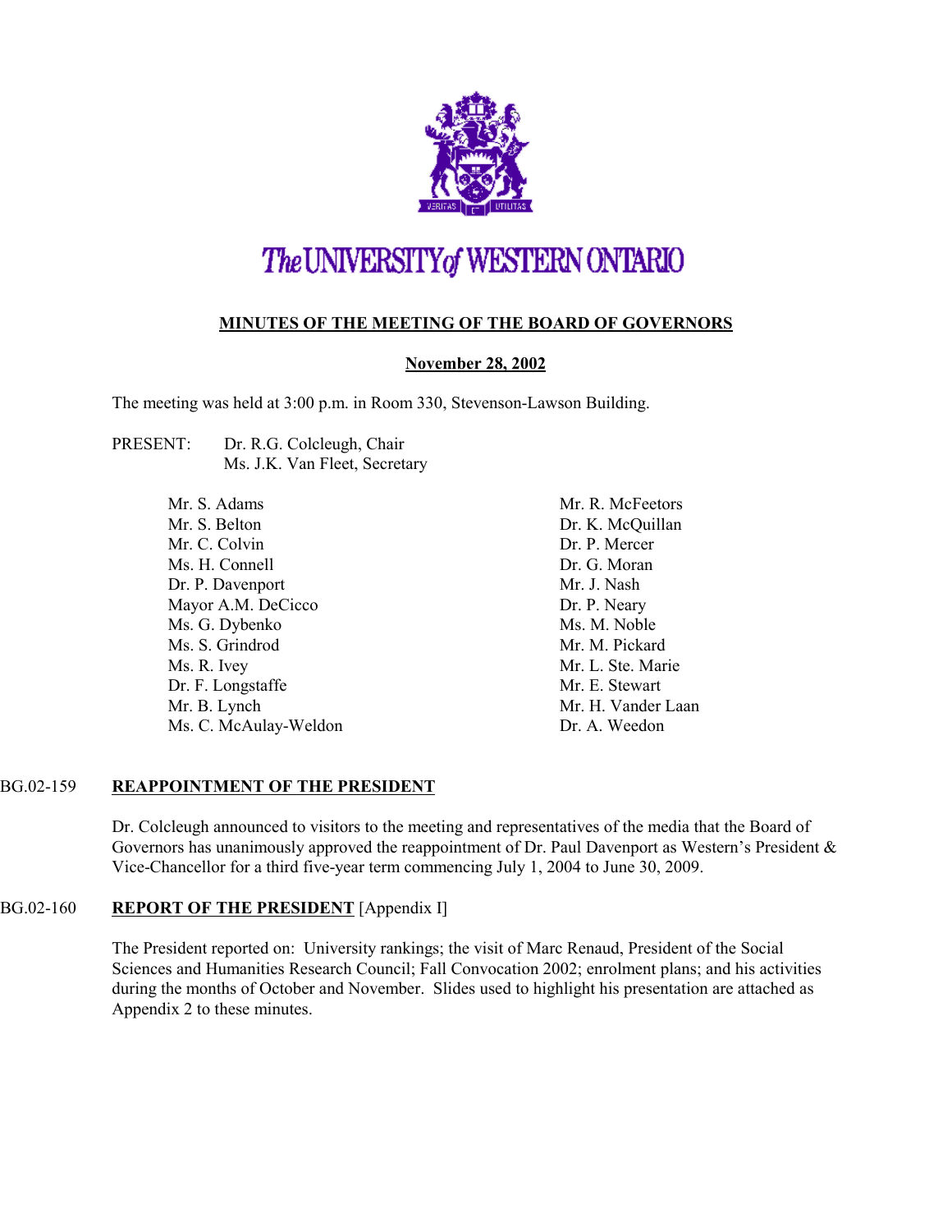# The UNIVERSITY of WESTERN ONTARIO

## MINUTES OF THE MEETING OF THE BOARD OF GOVERNORS

### November 28, 2002

The meeting was held at 3:00 p.m. in Room 330, Stevenson-Lawson Building.

PRESENT: Dr. R.G. Colcleugh, Chair
Ms. J.K. Van Fleet, Secretary

Mr. S. Adams
Mr. S. Belton
Mr. C. Colvin
Ms. H. Connell
Dr. P. Davenport
Mayor A.M. DeCicco
Ms. G. Dybenko
Ms. S. Grindrod
Ms. R. Ivey
Dr. F. Longstaffe
Mr. B. Lynch
Ms. C. McAulay-Weldon
Mr. R. McFeetors
Dr. K. McQuillan
Dr. P. Mercer
Dr. G. Moran
Mr. J. Nash
Dr. P. Neary
Ms. M. Noble
Mr. M. Pickard
Mr. L. Ste. Marie
Mr. E. Stewart
Mr. H. Vander Laan
Dr. A. Weedon

BG.02-159 **REAPPOINTMENT OF THE PRESIDENT**

Dr. Colcleugh announced to visitors to the meeting and representatives of the media that the Board of Governors has unanimously approved the reappointment of Dr. Paul Davenport as Western's President & Vice-Chancellor for a third five-year term commencing July 1, 2004 to June 30, 2009.

BG.02-160 **REPORT OF THE PRESIDENT** [Appendix I]

The President reported on: University rankings; the visit of Marc Renaud, President of the Social Sciences and Humanities Research Council; Fall Convocation 2002; enrolment plans; and his activities during the months of October and November. Slides used to highlight his presentation are attached as Appendix 2 to these minutes.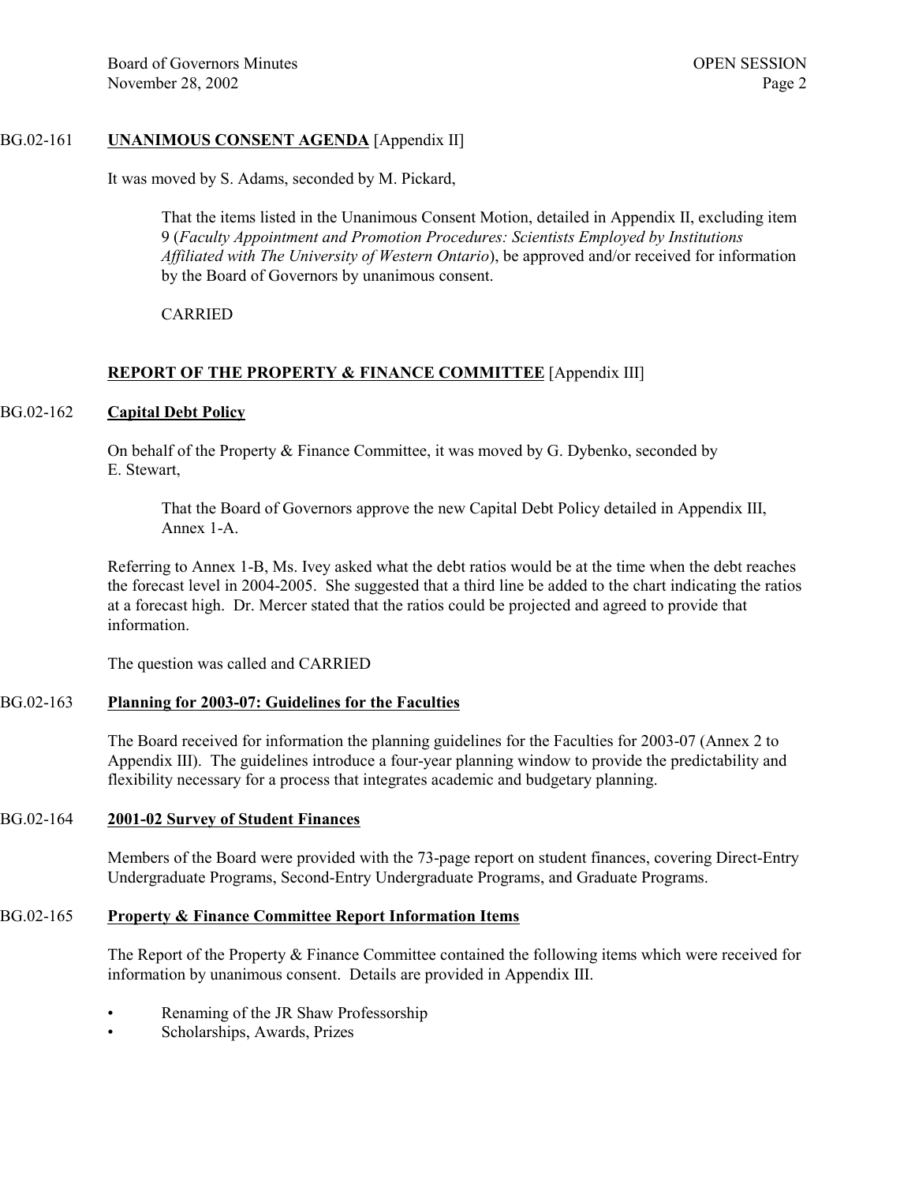BG.02-161 **UNANIMOUS CONSENT AGENDA** [Appendix II]

It was moved by S. Adams, seconded by M. Pickard,

> That the items listed in the Unanimous Consent Motion, detailed in Appendix II, excluding item 9 (*Faculty Appointment and Promotion Procedures: Scientists Employed by Institutions Affiliated with The University of Western Ontario*), be approved and/or received for information by the Board of Governors by unanimous consent.
>
> CARRIED

## REPORT OF THE PROPERTY & FINANCE COMMITTEE [Appendix III]

BG.02-162 **Capital Debt Policy**

On behalf of the Property & Finance Committee, it was moved by G. Dybenko, seconded by E. Stewart,

> That the Board of Governors approve the new Capital Debt Policy detailed in Appendix III, Annex 1-A.

Referring to Annex 1-B, Ms. Ivey asked what the debt ratios would be at the time when the debt reaches the forecast level in 2004-2005. She suggested that a third line be added to the chart indicating the ratios at a forecast high. Dr. Mercer stated that the ratios could be projected and agreed to provide that information.

The question was called and CARRIED

BG.02-163 **Planning for 2003-07: Guidelines for the Faculties**

The Board received for information the planning guidelines for the Faculties for 2003-07 (Annex 2 to Appendix III). The guidelines introduce a four-year planning window to provide the predictability and flexibility necessary for a process that integrates academic and budgetary planning.

BG.02-164 **2001-02 Survey of Student Finances**

Members of the Board were provided with the 73-page report on student finances, covering Direct-Entry Undergraduate Programs, Second-Entry Undergraduate Programs, and Graduate Programs.

BG.02-165 **Property & Finance Committee Report Information Items**

The Report of the Property & Finance Committee contained the following items which were received for information by unanimous consent. Details are provided in Appendix III.

- Renaming of the JR Shaw Professorship
- Scholarships, Awards, Prizes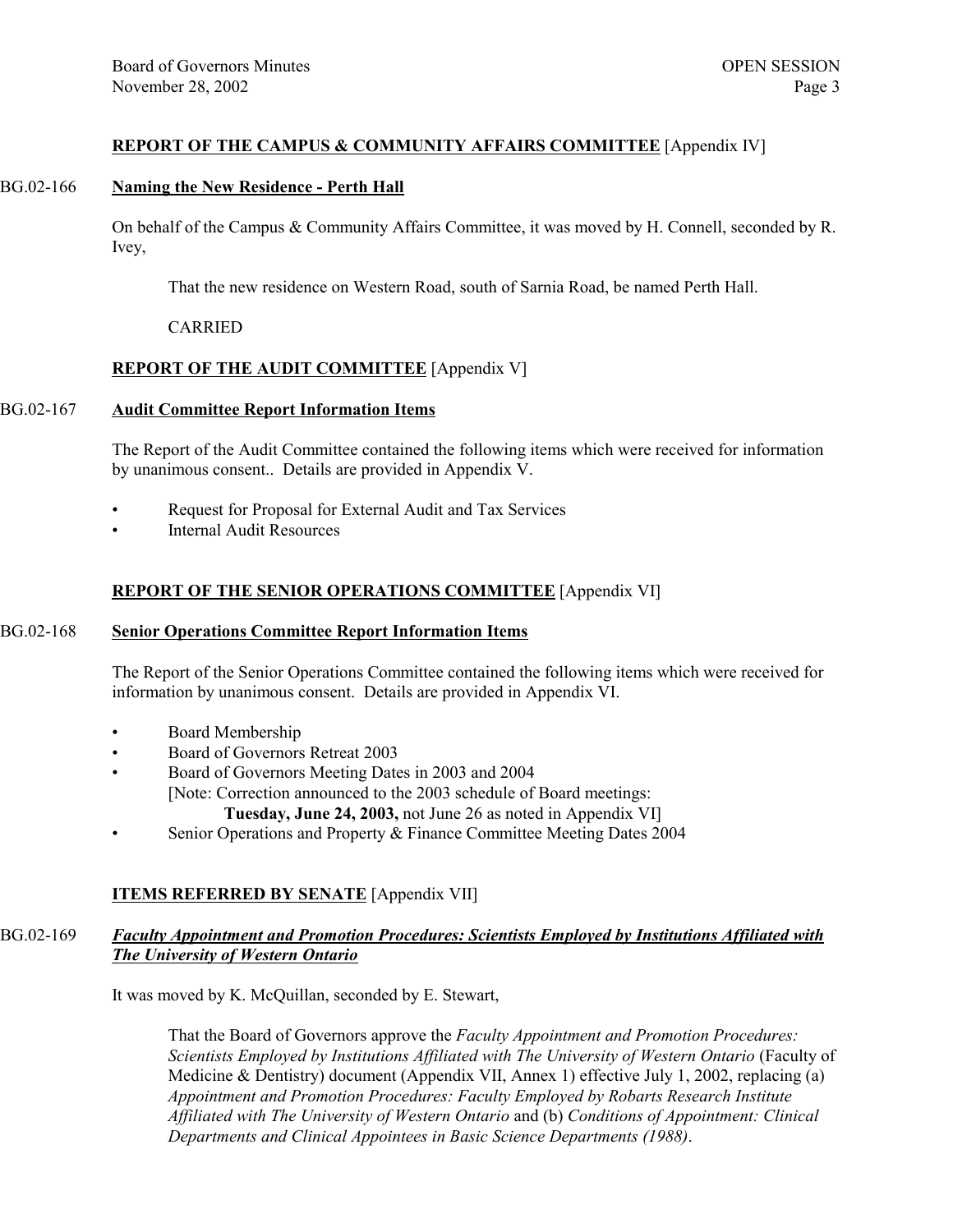**REPORT OF THE CAMPUS & COMMUNITY AFFAIRS COMMITTEE** [Appendix IV]

BG.02-166 **Naming the New Residence - Perth Hall**

On behalf of the Campus & Community Affairs Committee, it was moved by H. Connell, seconded by R. Ivey,

> That the new residence on Western Road, south of Sarnia Road, be named Perth Hall.
>
> CARRIED

**REPORT OF THE AUDIT COMMITTEE** [Appendix V]

BG.02-167 **Audit Committee Report Information Items**

The Report of the Audit Committee contained the following items which were received for information by unanimous consent.. Details are provided in Appendix V.

- Request for Proposal for External Audit and Tax Services
- Internal Audit Resources

**REPORT OF THE SENIOR OPERATIONS COMMITTEE** [Appendix VI]

BG.02-168 **Senior Operations Committee Report Information Items**

The Report of the Senior Operations Committee contained the following items which were received for information by unanimous consent. Details are provided in Appendix VI.

- Board Membership
- Board of Governors Retreat 2003
- Board of Governors Meeting Dates in 2003 and 2004
  [Note: Correction announced to the 2003 schedule of Board meetings:
  **Tuesday, June 24, 2003,** not June 26 as noted in Appendix VI]
- Senior Operations and Property & Finance Committee Meeting Dates 2004

**ITEMS REFERRED BY SENATE** [Appendix VII]

BG.02-169 ***Faculty Appointment and Promotion Procedures: Scientists Employed by Institutions Affiliated with The University of Western Ontario***

It was moved by K. McQuillan, seconded by E. Stewart,

> That the Board of Governors approve the *Faculty Appointment and Promotion Procedures: Scientists Employed by Institutions Affiliated with The University of Western Ontario* (Faculty of Medicine & Dentistry) document (Appendix VII, Annex 1) effective July 1, 2002, replacing (a) *Appointment and Promotion Procedures: Faculty Employed by Robarts Research Institute Affiliated with The University of Western Ontario* and (b) *Conditions of Appointment: Clinical Departments and Clinical Appointees in Basic Science Departments (1988)*.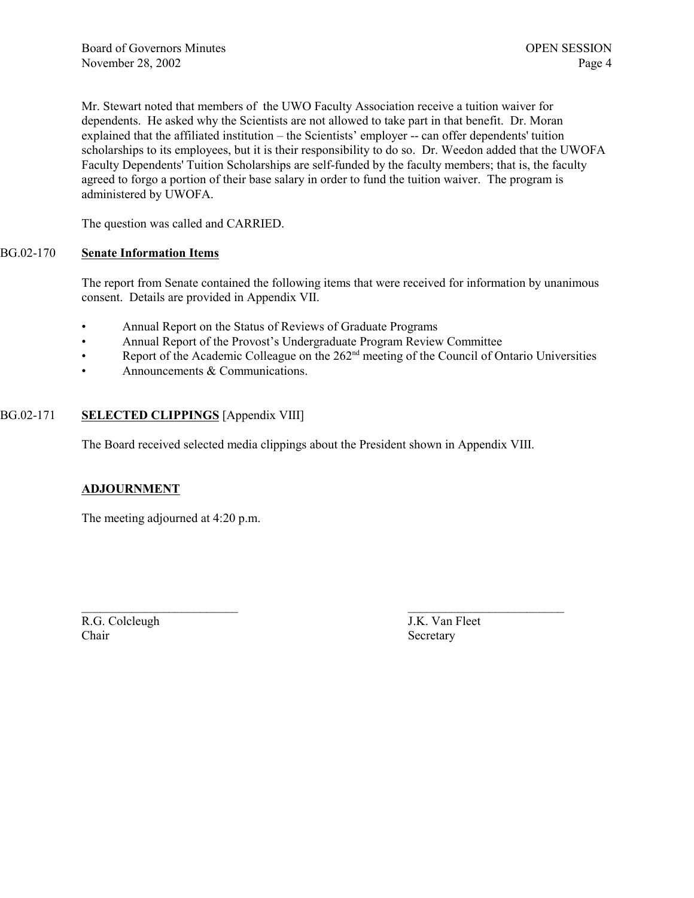Mr. Stewart noted that members of the UWO Faculty Association receive a tuition waiver for dependents. He asked why the Scientists are not allowed to take part in that benefit. Dr. Moran explained that the affiliated institution – the Scientists' employer -- can offer dependents' tuition scholarships to its employees, but it is their responsibility to do so. Dr. Weedon added that the UWOFA Faculty Dependents' Tuition Scholarships are self-funded by the faculty members; that is, the faculty agreed to forgo a portion of their base salary in order to fund the tuition waiver. The program is administered by UWOFA.

The question was called and CARRIED.

BG.02-170 **Senate Information Items**

The report from Senate contained the following items that were received for information by unanimous consent. Details are provided in Appendix VII.

- Annual Report on the Status of Reviews of Graduate Programs
- Annual Report of the Provost's Undergraduate Program Review Committee
- Report of the Academic Colleague on the 262nd meeting of the Council of Ontario Universities
- Announcements & Communications.

BG.02-171 **SELECTED CLIPPINGS** [Appendix VIII]

The Board received selected media clippings about the President shown in Appendix VIII.

**ADJOURNMENT**

The meeting adjourned at 4:20 p.m.

| | |
|---|---|
| R.G. Colcleugh | J.K. Van Fleet |
| Chair | Secretary |